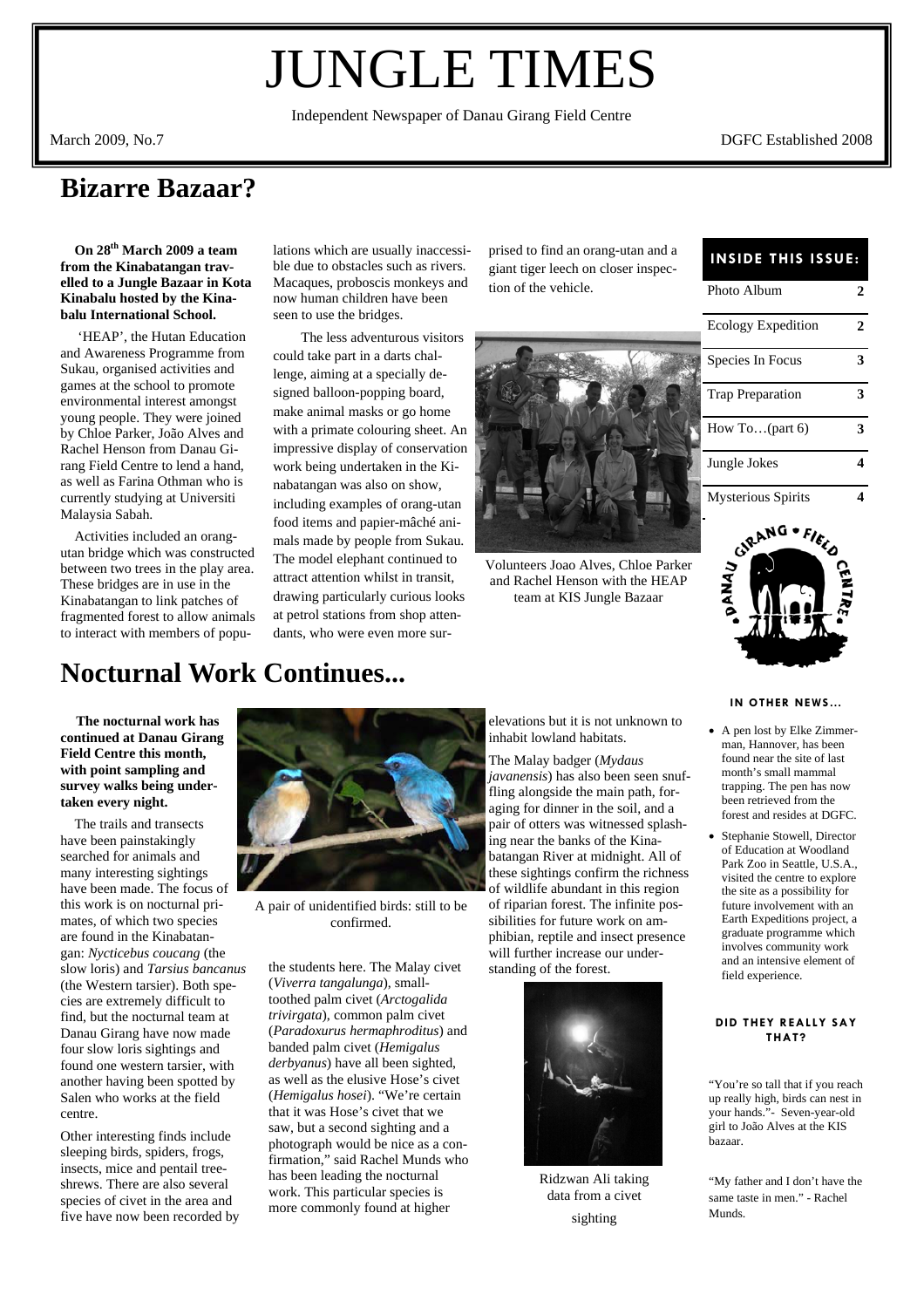# JUNGLE TIMES

Independent Newspaper of Danau Girang Field Centre

March 2009, No.7 — DGFC Established 2008

## Bizarre Bazaar?

**On 28th March 2009 a team from the Kinabatangan travelled to a Jungle Bazaar in Kota Kinabalu hosted by the Kinabalu International School.**

'HEAP', the Hutan Education and Awareness Programme from Sukau, organised activities and games at the school to promote environmental interest amongst young people. They were joined by Chloe Parker, João Alves and Rachel Henson from Danau Girang Field Centre to lend a hand, as well as Farina Othman who is currently studying at Universiti Malaysia Sabah.

Activities included an orang-utan bridge which was constructed between two trees in the play area. These bridges are in use in the Kinabatangan to link patches of fragmented forest to allow animals to interact with members of populations which are usually inaccessible due to obstacles such as rivers. Macaques, proboscis monkeys and now human children have been seen to use the bridges.

The less adventurous visitors could take part in a darts challenge, aiming at a specially designed balloon-popping board, make animal masks or go home with a primate colouring sheet. An impressive display of conservation work being undertaken in the Kinabatangan was also on show, including examples of orang-utan food items and papier-mâché animals made by people from Sukau. The model elephant continued to attract attention whilst in transit, drawing particularly curious looks at petrol stations from shop attendants, who were even more surprised to find an orang-utan and a giant tiger leech on closer inspection of the vehicle.

Volunteers Joao Alves, Chloe Parker and Rachel Henson with the HEAP team at KIS Jungle Bazaar

### INSIDE THIS ISSUE:

| | |
|---|---|
| Photo Album | 2 |
| Ecology Expedition | 2 |
| Species In Focus | 3 |
| Trap Preparation | 3 |
| How To…(part 6) | 3 |
| Jungle Jokes | 4 |
| Mysterious Spirits | 4 |

## Nocturnal Work Continues...

**The nocturnal work has continued at Danau Girang Field Centre this month, with point sampling and survey walks being undertaken every night.**

The trails and transects have been painstakingly searched for animals and many interesting sightings have been made. The focus of this work is on nocturnal primates, of which two species are found in the Kinabatangan: *Nycticebus coucang* (the slow loris) and *Tarsius bancanus* (the Western tarsier). Both species are extremely difficult to find, but the nocturnal team at Danau Girang have now made four slow loris sightings and found one western tarsier, with another having been spotted by Salen who works at the field centre.

Other interesting finds include sleeping birds, spiders, frogs, insects, mice and pentail treeshrews. There are also several species of civet in the area and five have now been recorded by the students here. The Malay civet (*Viverra tangalunga*), small-toothed palm civet (*Arctogalida trivirgata*), common palm civet (*Paradoxurus hermaphroditus*) and banded palm civet (*Hemigalus derbyanus*) have all been sighted, as well as the elusive Hose's civet (*Hemigalus hosei*). "We're certain that it was Hose's civet that we saw, but a second sighting and a photograph would be nice as a confirmation," said Rachel Munds who has been leading the nocturnal work. This particular species is more commonly found at higher elevations but it is not unknown to inhabit lowland habitats.

A pair of unidentified birds: still to be confirmed.

The Malay badger (*Mydaus javanensis*) has also been seen snuffling alongside the main path, foraging for dinner in the soil, and a pair of otters was witnessed splashing near the banks of the Kinabatangan River at midnight. All of these sightings confirm the richness of wildlife abundant in this region of riparian forest. The infinite possibilities for future work on amphibian, reptile and insect presence will further increase our understanding of the forest.

Ridzwan Ali taking data from a civet sighting

### IN OTHER NEWS...

- A pen lost by Elke Zimmerman, Hannover, has been found near the site of last month's small mammal trapping. The pen has now been retrieved from the forest and resides at DGFC.
- Stephanie Stowell, Director of Education at Woodland Park Zoo in Seattle, U.S.A., visited the centre to explore the site as a possibility for future involvement with an Earth Expeditions project, a graduate programme which involves community work and an intensive element of field experience.

### DID THEY REALLY SAY THAT?

"You're so tall that if you reach up really high, birds can nest in your hands."- Seven-year-old girl to João Alves at the KIS bazaar.

"My father and I don't have the same taste in men." - Rachel Munds.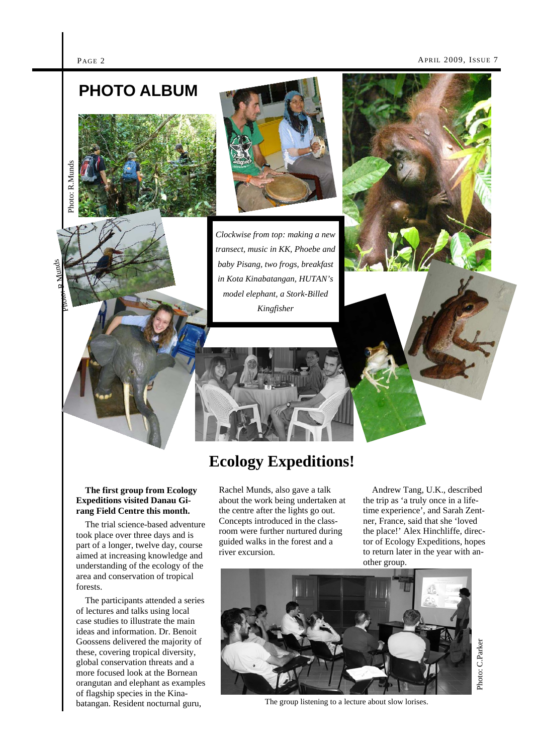# PHOTO ALBUM

Photo: R.Munds

Photo: R.Munds

*Clockwise from top: making a new transect, music in KK, Phoebe and baby Pisang, two frogs, breakfast in Kota Kinabatangan, HUTAN's model elephant, a Stork-Billed Kingfisher*

# Ecology Expeditions!

**The first group from Ecology Expeditions visited Danau Girang Field Centre this month.**

The trial science-based adventure took place over three days and is part of a longer, twelve day, course aimed at increasing knowledge and understanding of the ecology of the area and conservation of tropical forests.

The participants attended a series of lectures and talks using local case studies to illustrate the main ideas and information. Dr. Benoit Goossens delivered the majority of these, covering tropical diversity, global conservation threats and a more focused look at the Bornean orangutan and elephant as examples of flagship species in the Kinabatangan. Resident nocturnal guru, Rachel Munds, also gave a talk about the work being undertaken at the centre after the lights go out. Concepts introduced in the classroom were further nurtured during guided walks in the forest and a river excursion.

Andrew Tang, U.K., described the trip as 'a truly once in a lifetime experience', and Sarah Zentner, France, said that she 'loved the place!' Alex Hinchliffe, director of Ecology Expeditions, hopes to return later in the year with another group.

Photo: C.Parker

The group listening to a lecture about slow lorises.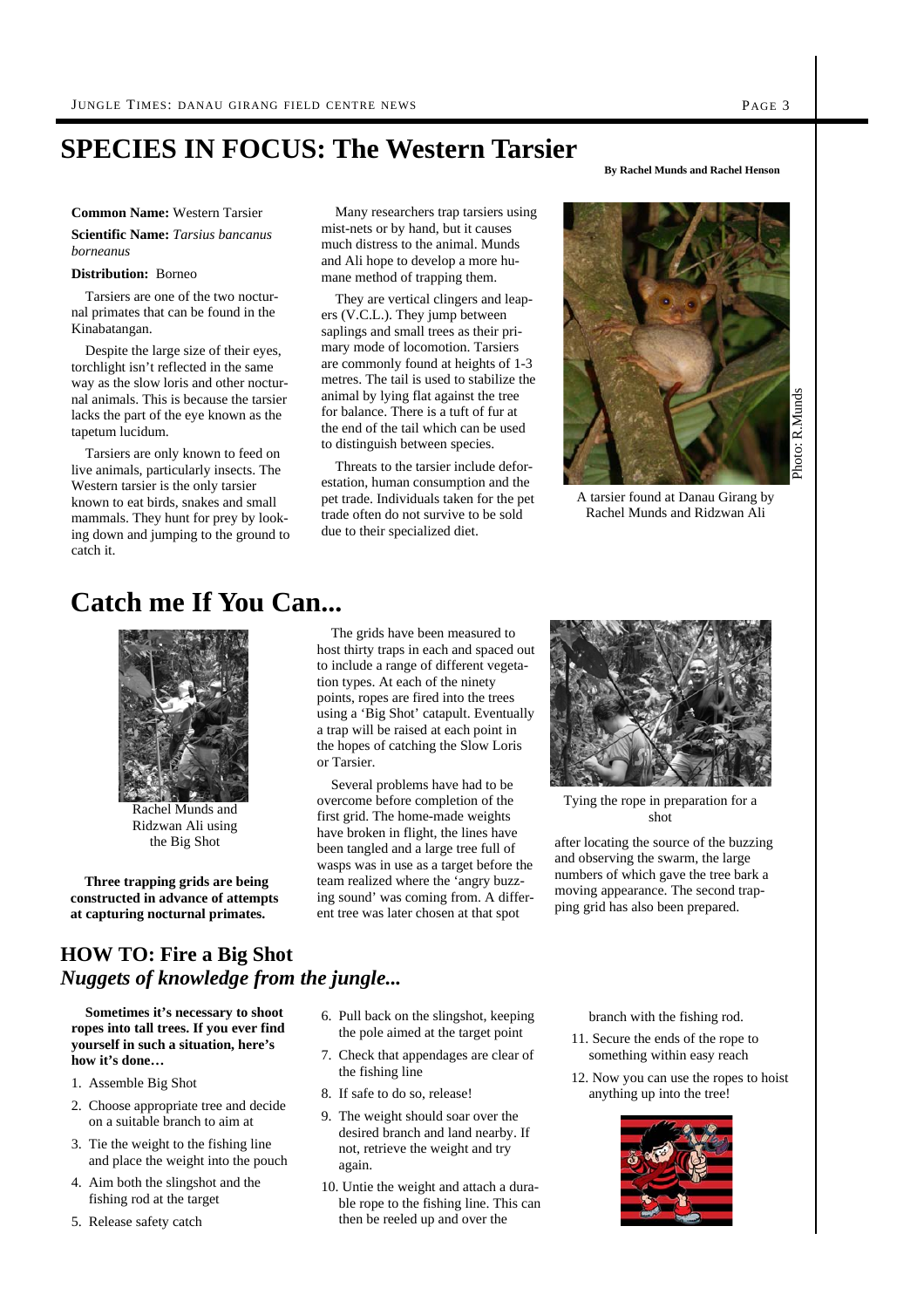# SPECIES IN FOCUS: The Western Tarsier

**By Rachel Munds and Rachel Henson**

**Common Name:** Western Tarsier

**Scientific Name:** *Tarsius bancanus borneanus*

**Distribution:** Borneo

Tarsiers are one of the two nocturnal primates that can be found in the Kinabatangan.

Despite the large size of their eyes, torchlight isn't reflected in the same way as the slow loris and other nocturnal animals. This is because the tarsier lacks the part of the eye known as the tapetum lucidum.

Tarsiers are only known to feed on live animals, particularly insects. The Western tarsier is the only tarsier known to eat birds, snakes and small mammals. They hunt for prey by looking down and jumping to the ground to catch it.

Many researchers trap tarsiers using mist-nets or by hand, but it causes much distress to the animal. Munds and Ali hope to develop a more humane method of trapping them.

They are vertical clingers and leapers (V.C.L.). They jump between saplings and small trees as their primary mode of locomotion. Tarsiers are commonly found at heights of 1-3 metres. The tail is used to stabilize the animal by lying flat against the tree for balance. There is a tuft of fur at the end of the tail which can be used to distinguish between species.

Threats to the tarsier include deforestation, human consumption and the pet trade. Individuals taken for the pet trade often do not survive to be sold due to their specialized diet.

Photo: R.Munds

A tarsier found at Danau Girang by Rachel Munds and Ridzwan Ali

# Catch me If You Can...

Rachel Munds and Ridzwan Ali using the Big Shot

**Three trapping grids are being constructed in advance of attempts at capturing nocturnal primates.**

The grids have been measured to host thirty traps in each and spaced out to include a range of different vegetation types. At each of the ninety points, ropes are fired into the trees using a 'Big Shot' catapult. Eventually a trap will be raised at each point in the hopes of catching the Slow Loris or Tarsier.

Several problems have had to be overcome before completion of the first grid. The home-made weights have broken in flight, the lines have been tangled and a large tree full of wasps was in use as a target before the team realized where the 'angry buzzing sound' was coming from. A different tree was later chosen at that spot after locating the source of the buzzing and observing the swarm, the large numbers of which gave the tree bark a moving appearance. The second trapping grid has also been prepared.

Tying the rope in preparation for a shot

## HOW TO: Fire a Big Shot

## *Nuggets of knowledge from the jungle...*

**Sometimes it's necessary to shoot ropes into tall trees. If you ever find yourself in such a situation, here's how it's done…**

1. Assemble Big Shot
2. Choose appropriate tree and decide on a suitable branch to aim at
3. Tie the weight to the fishing line and place the weight into the pouch
4. Aim both the slingshot and the fishing rod at the target
5. Release safety catch
6. Pull back on the slingshot, keeping the pole aimed at the target point
7. Check that appendages are clear of the fishing line
8. If safe to do so, release!
9. The weight should soar over the desired branch and land nearby. If not, retrieve the weight and try again.
10. Untie the weight and attach a durable rope to the fishing line. This can then be reeled up and over the branch with the fishing rod.
11. Secure the ends of the rope to something within easy reach
12. Now you can use the ropes to hoist anything up into the tree!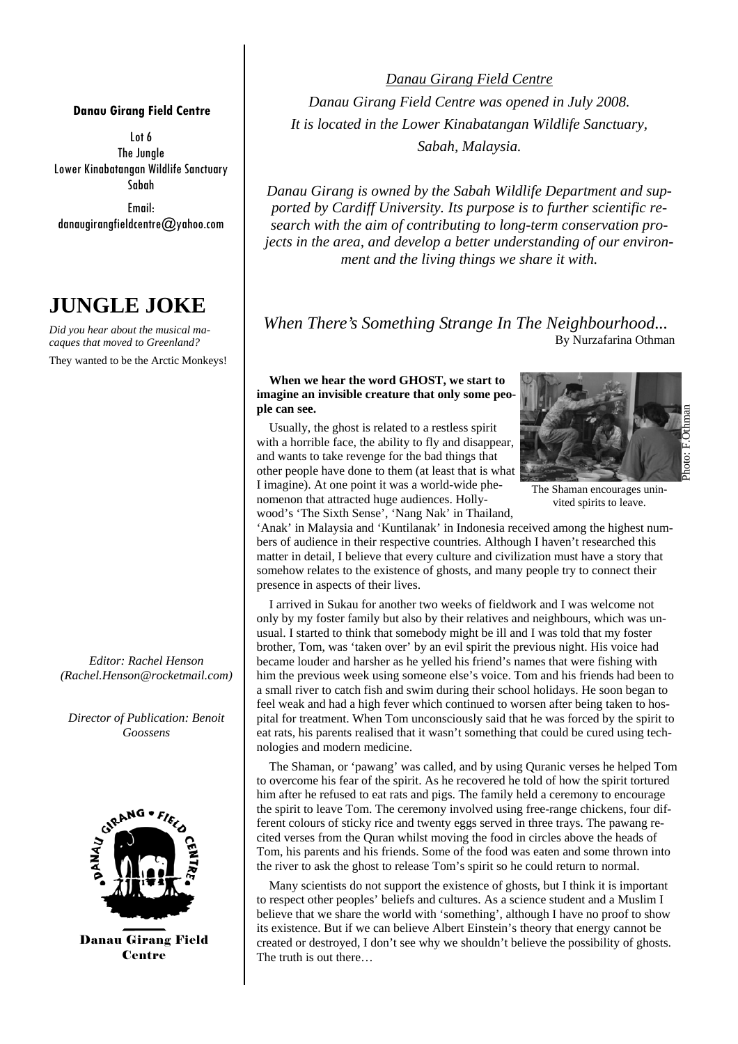**Danau Girang Field Centre**

Lot 6
The Jungle
Lower Kinabatangan Wildlife Sanctuary
Sabah

Email:
danaugirangfieldcentre@yahoo.com

# JUNGLE JOKE

*Did you hear about the musical macaques that moved to Greenland?*

They wanted to be the Arctic Monkeys!

*Editor: Rachel Henson (Rachel.Henson@rocketmail.com)*

*Director of Publication: Benoit Goossens*

Danau Girang Field Centre

*Danau Girang Field Centre*

*Danau Girang Field Centre was opened in July 2008. It is located in the Lower Kinabatangan Wildlife Sanctuary, Sabah, Malaysia.*

*Danau Girang is owned by the Sabah Wildlife Department and supported by Cardiff University. Its purpose is to further scientific research with the aim of contributing to long-term conservation projects in the area, and develop a better understanding of our environment and the living things we share it with.*

## *When There's Something Strange In The Neighbourhood...*

By Nurzafarina Othman

**When we hear the word GHOST, we start to imagine an invisible creature that only some people can see.**

Usually, the ghost is related to a restless spirit with a horrible face, the ability to fly and disappear, and wants to take revenge for the bad things that other people have done to them (at least that is what I imagine). At one point it was a world-wide phenomenon that attracted huge audiences. Hollywood's 'The Sixth Sense', 'Nang Nak' in Thailand, 'Anak' in Malaysia and 'Kuntilanak' in Indonesia received among the highest numbers of audience in their respective countries. Although I haven't researched this matter in detail, I believe that every culture and civilization must have a story that somehow relates to the existence of ghosts, and many people try to connect their presence in aspects of their lives.

Photo: F.Othman

The Shaman encourages uninvited spirits to leave.

I arrived in Sukau for another two weeks of fieldwork and I was welcome not only by my foster family but also by their relatives and neighbours, which was unusual. I started to think that somebody might be ill and I was told that my foster brother, Tom, was 'taken over' by an evil spirit the previous night. His voice had became louder and harsher as he yelled his friend's names that were fishing with him the previous week using someone else's voice. Tom and his friends had been to a small river to catch fish and swim during their school holidays. He soon began to feel weak and had a high fever which continued to worsen after being taken to hospital for treatment. When Tom unconsciously said that he was forced by the spirit to eat rats, his parents realised that it wasn't something that could be cured using technologies and modern medicine.

The Shaman, or 'pawang' was called, and by using Quranic verses he helped Tom to overcome his fear of the spirit. As he recovered he told of how the spirit tortured him after he refused to eat rats and pigs. The family held a ceremony to encourage the spirit to leave Tom. The ceremony involved using free-range chickens, four different colours of sticky rice and twenty eggs served in three trays. The pawang recited verses from the Quran whilst moving the food in circles above the heads of Tom, his parents and his friends. Some of the food was eaten and some thrown into the river to ask the ghost to release Tom's spirit so he could return to normal.

Many scientists do not support the existence of ghosts, but I think it is important to respect other peoples' beliefs and cultures. As a science student and a Muslim I believe that we share the world with 'something', although I have no proof to show its existence. But if we can believe Albert Einstein's theory that energy cannot be created or destroyed, I don't see why we shouldn't believe the possibility of ghosts. The truth is out there…